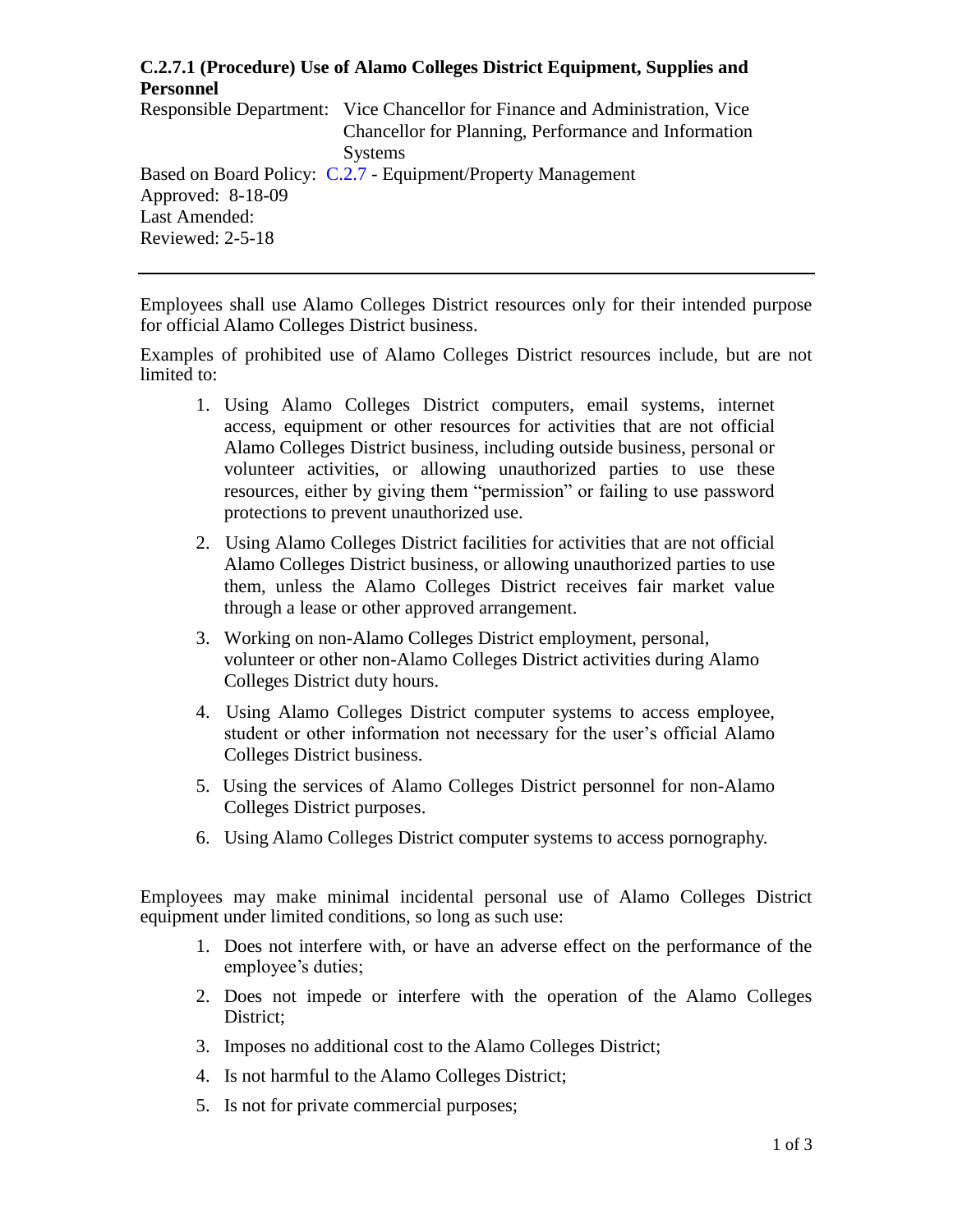# C.2.7.1 (Procedure) Use of Alamo Colleges District Equipment, Supplies and Personnel

Responsible Department: Vice Chancellor for Finance and Administration, Vice Chancellor for Planning, Performance and Information Systems

Based on Board Policy: C.2.7 - Equipment/Property Management

Approved: 8-18-09

Last Amended:

Reviewed: 2-5-18

---

Employees shall use Alamo Colleges District resources only for their intended purpose for official Alamo Colleges District business.

Examples of prohibited use of Alamo Colleges District resources include, but are not limited to:

1. Using Alamo Colleges District computers, email systems, internet access, equipment or other resources for activities that are not official Alamo Colleges District business, including outside business, personal or volunteer activities, or allowing unauthorized parties to use these resources, either by giving them "permission" or failing to use password protections to prevent unauthorized use.
2. Using Alamo Colleges District facilities for activities that are not official Alamo Colleges District business, or allowing unauthorized parties to use them, unless the Alamo Colleges District receives fair market value through a lease or other approved arrangement.
3. Working on non-Alamo Colleges District employment, personal, volunteer or other non-Alamo Colleges District activities during Alamo Colleges District duty hours.
4. Using Alamo Colleges District computer systems to access employee, student or other information not necessary for the user's official Alamo Colleges District business.
5. Using the services of Alamo Colleges District personnel for non-Alamo Colleges District purposes.
6. Using Alamo Colleges District computer systems to access pornography.

Employees may make minimal incidental personal use of Alamo Colleges District equipment under limited conditions, so long as such use:

1. Does not interfere with, or have an adverse effect on the performance of the employee's duties;
2. Does not impede or interfere with the operation of the Alamo Colleges District;
3. Imposes no additional cost to the Alamo Colleges District;
4. Is not harmful to the Alamo Colleges District;
5. Is not for private commercial purposes;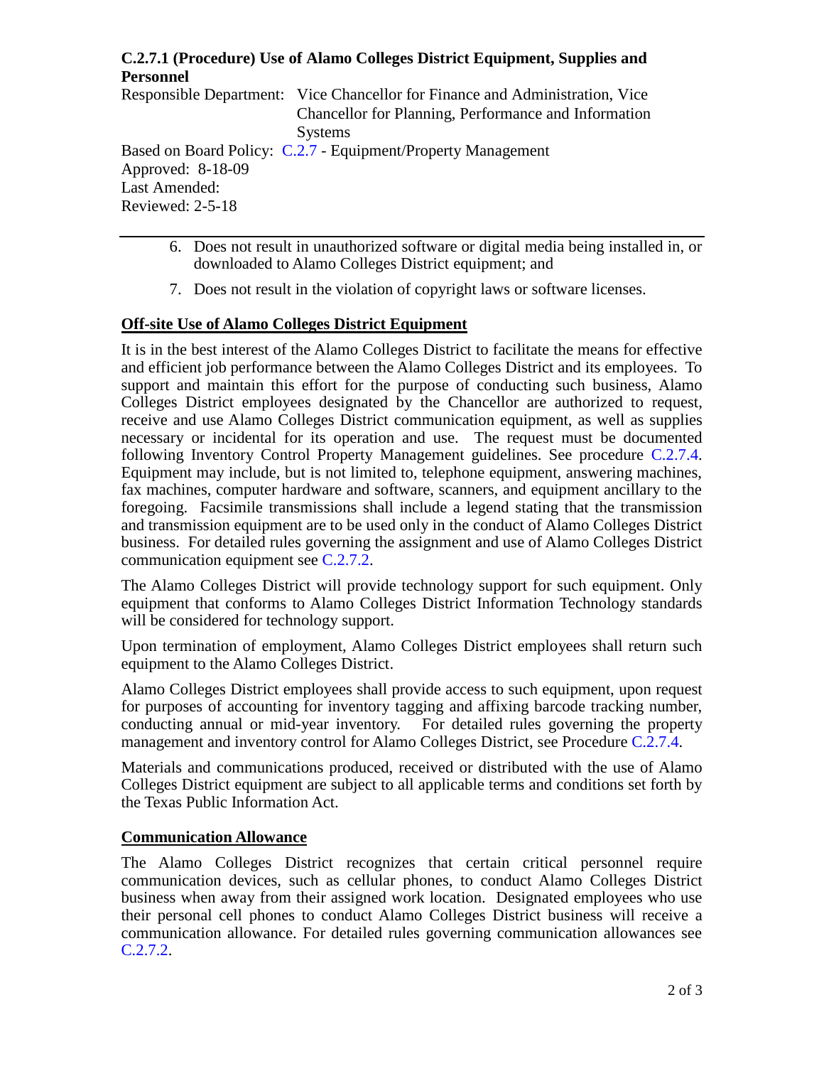6. Does not result in unauthorized software or digital media being installed in, or downloaded to Alamo Colleges District equipment; and
7. Does not result in the violation of copyright laws or software licenses.

**Off-site Use of Alamo Colleges District Equipment**

It is in the best interest of the Alamo Colleges District to facilitate the means for effective and efficient job performance between the Alamo Colleges District and its employees. To support and maintain this effort for the purpose of conducting such business, Alamo Colleges District employees designated by the Chancellor are authorized to request, receive and use Alamo Colleges District communication equipment, as well as supplies necessary or incidental for its operation and use. The request must be documented following Inventory Control Property Management guidelines. See procedure C.2.7.4. Equipment may include, but is not limited to, telephone equipment, answering machines, fax machines, computer hardware and software, scanners, and equipment ancillary to the foregoing. Facsimile transmissions shall include a legend stating that the transmission and transmission equipment are to be used only in the conduct of Alamo Colleges District business. For detailed rules governing the assignment and use of Alamo Colleges District communication equipment see C.2.7.2.

The Alamo Colleges District will provide technology support for such equipment. Only equipment that conforms to Alamo Colleges District Information Technology standards will be considered for technology support.

Upon termination of employment, Alamo Colleges District employees shall return such equipment to the Alamo Colleges District.

Alamo Colleges District employees shall provide access to such equipment, upon request for purposes of accounting for inventory tagging and affixing barcode tracking number, conducting annual or mid-year inventory. For detailed rules governing the property management and inventory control for Alamo Colleges District, see Procedure C.2.7.4.

Materials and communications produced, received or distributed with the use of Alamo Colleges District equipment are subject to all applicable terms and conditions set forth by the Texas Public Information Act.

**Communication Allowance**

The Alamo Colleges District recognizes that certain critical personnel require communication devices, such as cellular phones, to conduct Alamo Colleges District business when away from their assigned work location. Designated employees who use their personal cell phones to conduct Alamo Colleges District business will receive a communication allowance. For detailed rules governing communication allowances see C.2.7.2.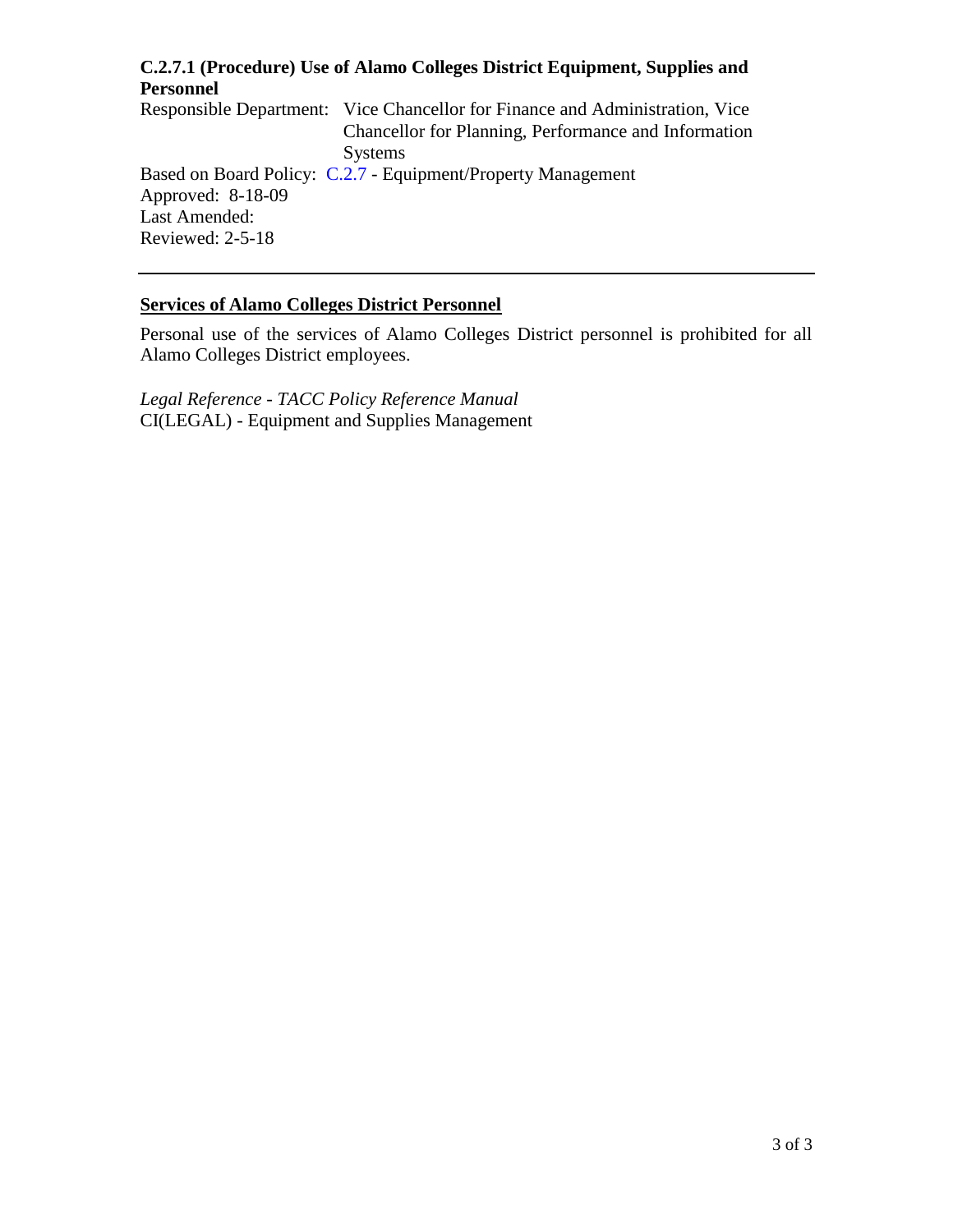**C.2.7.1 (Procedure) Use of Alamo Colleges District Equipment, Supplies and Personnel**

Responsible Department: Vice Chancellor for Finance and Administration, Vice Chancellor for Planning, Performance and Information Systems

Based on Board Policy: C.2.7 - Equipment/Property Management

Approved: 8-18-09

Last Amended:

Reviewed: 2-5-18

---

**Services of Alamo Colleges District Personnel**

Personal use of the services of Alamo Colleges District personnel is prohibited for all Alamo Colleges District employees.

*Legal Reference - TACC Policy Reference Manual*

CI(LEGAL) - Equipment and Supplies Management